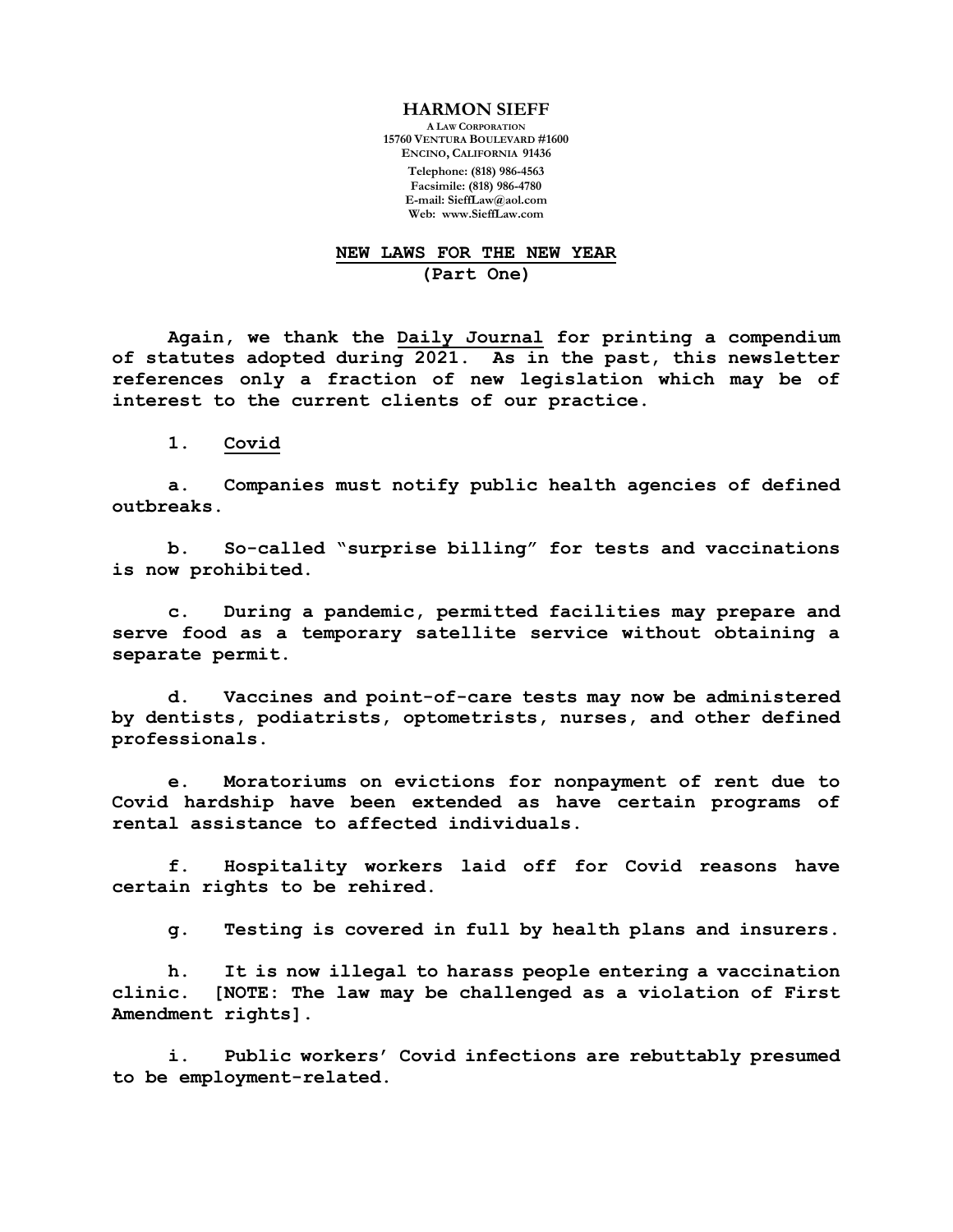**HARMON SIEFF**
A LAW CORPORATION
15760 VENTURA BOULEVARD #1600
ENCINO, CALIFORNIA 91436
Telephone: (818) 986-4563
Facsimile: (818) 986-4780
E-mail: SieffLaw@aol.com
Web: www.SieffLaw.com

# NEW LAWS FOR THE NEW YEAR
## (Part One)

Again, we thank the Daily Journal for printing a compendium of statutes adopted during 2021. As in the past, this newsletter references only a fraction of new legislation which may be of interest to the current clients of our practice.

1. Covid

a. Companies must notify public health agencies of defined outbreaks.

b. So-called "surprise billing" for tests and vaccinations is now prohibited.

c. During a pandemic, permitted facilities may prepare and serve food as a temporary satellite service without obtaining a separate permit.

d. Vaccines and point-of-care tests may now be administered by dentists, podiatrists, optometrists, nurses, and other defined professionals.

e. Moratoriums on evictions for nonpayment of rent due to Covid hardship have been extended as have certain programs of rental assistance to affected individuals.

f. Hospitality workers laid off for Covid reasons have certain rights to be rehired.

g. Testing is covered in full by health plans and insurers.

h. It is now illegal to harass people entering a vaccination clinic. [NOTE: The law may be challenged as a violation of First Amendment rights].

i. Public workers' Covid infections are rebuttably presumed to be employment-related.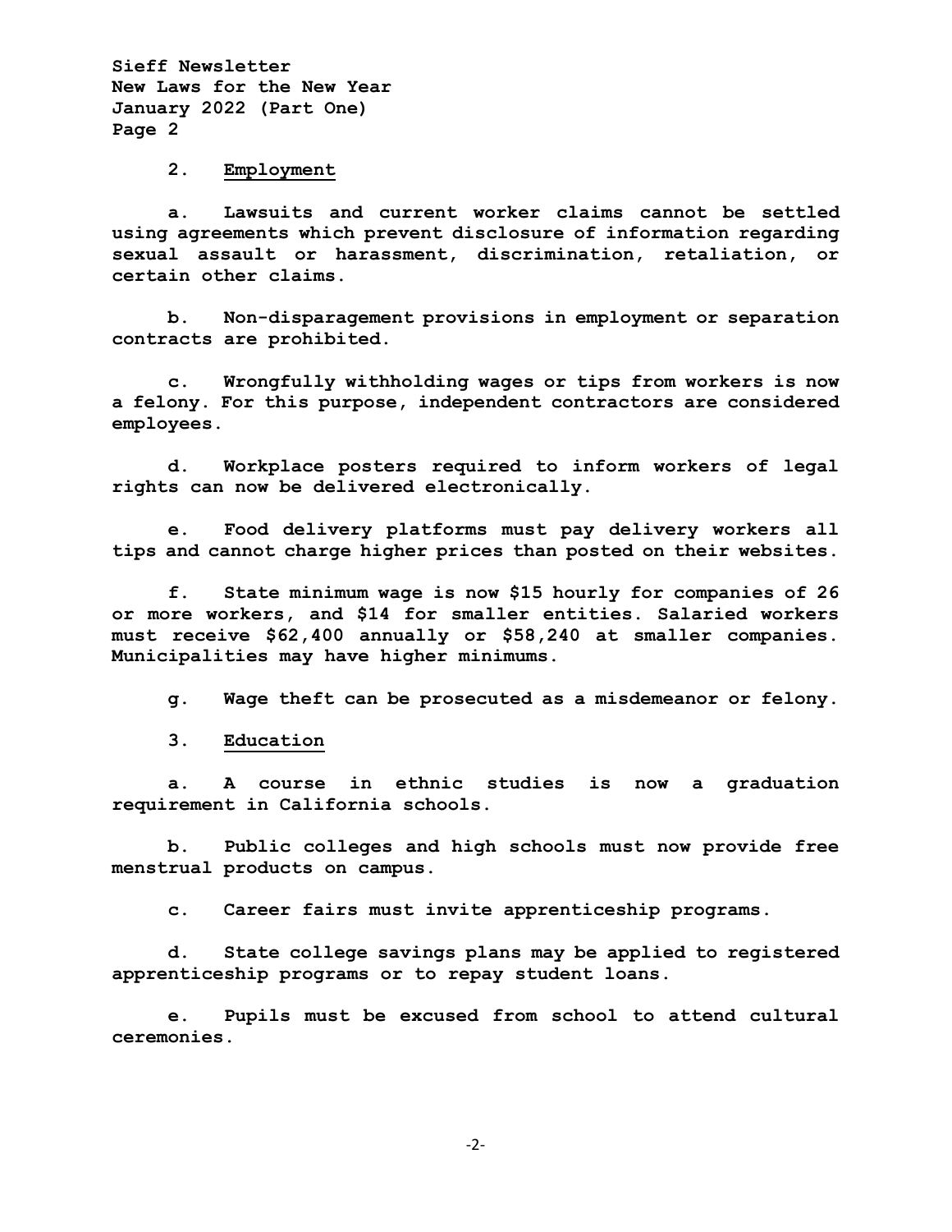## 2. Employment

**a. Lawsuits and current worker claims cannot be settled using agreements which prevent disclosure of information regarding sexual assault or harassment, discrimination, retaliation, or certain other claims.**

**b. Non-disparagement provisions in employment or separation contracts are prohibited.**

**c. Wrongfully withholding wages or tips from workers is now a felony. For this purpose, independent contractors are considered employees.**

**d. Workplace posters required to inform workers of legal rights can now be delivered electronically.**

**e. Food delivery platforms must pay delivery workers all tips and cannot charge higher prices than posted on their websites.**

**f. State minimum wage is now $15 hourly for companies of 26 or more workers, and $14 for smaller entities. Salaried workers must receive $62,400 annually or $58,240 at smaller companies. Municipalities may have higher minimums.**

**g. Wage theft can be prosecuted as a misdemeanor or felony.**

## 3. Education

**a. A course in ethnic studies is now a graduation requirement in California schools.**

**b. Public colleges and high schools must now provide free menstrual products on campus.**

**c. Career fairs must invite apprenticeship programs.**

**d. State college savings plans may be applied to registered apprenticeship programs or to repay student loans.**

**e. Pupils must be excused from school to attend cultural ceremonies.**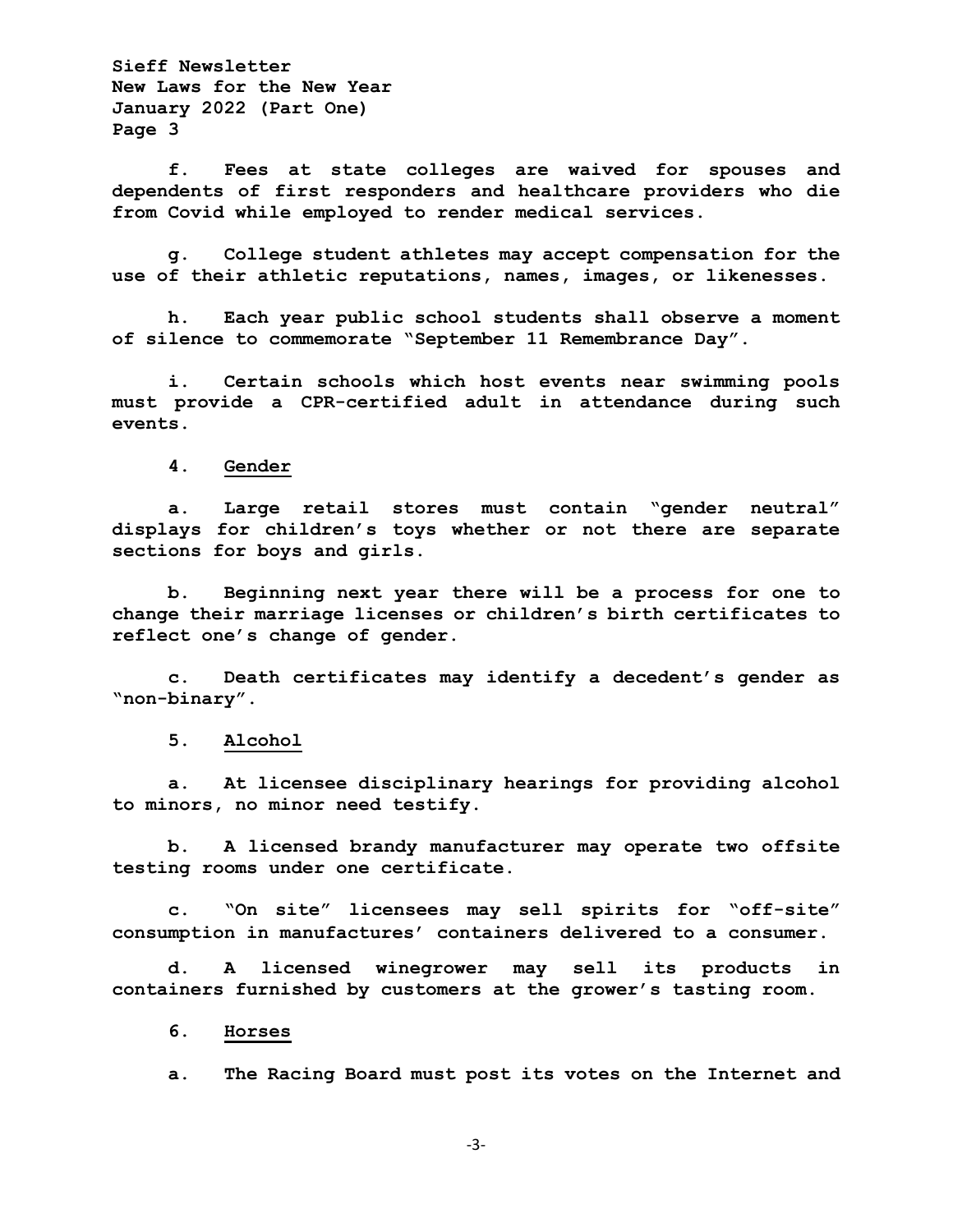**f. Fees at state colleges are waived for spouses and dependents of first responders and healthcare providers who die from Covid while employed to render medical services.**

**g. College student athletes may accept compensation for the use of their athletic reputations, names, images, or likenesses.**

**h. Each year public school students shall observe a moment of silence to commemorate "September 11 Remembrance Day".**

**i. Certain schools which host events near swimming pools must provide a CPR-certified adult in attendance during such events.**

**4. <u>Gender</u>**

**a. Large retail stores must contain "gender neutral" displays for children's toys whether or not there are separate sections for boys and girls.**

**b. Beginning next year there will be a process for one to change their marriage licenses or children's birth certificates to reflect one's change of gender.**

**c. Death certificates may identify a decedent's gender as "non-binary".**

**5. <u>Alcohol</u>**

**a. At licensee disciplinary hearings for providing alcohol to minors, no minor need testify.**

**b. A licensed brandy manufacturer may operate two offsite testing rooms under one certificate.**

**c. "On site" licensees may sell spirits for "off-site" consumption in manufactures' containers delivered to a consumer.**

**d. A licensed winegrower may sell its products in containers furnished by customers at the grower's tasting room.**

**6. <u>Horses</u>**

**a. The Racing Board must post its votes on the Internet and**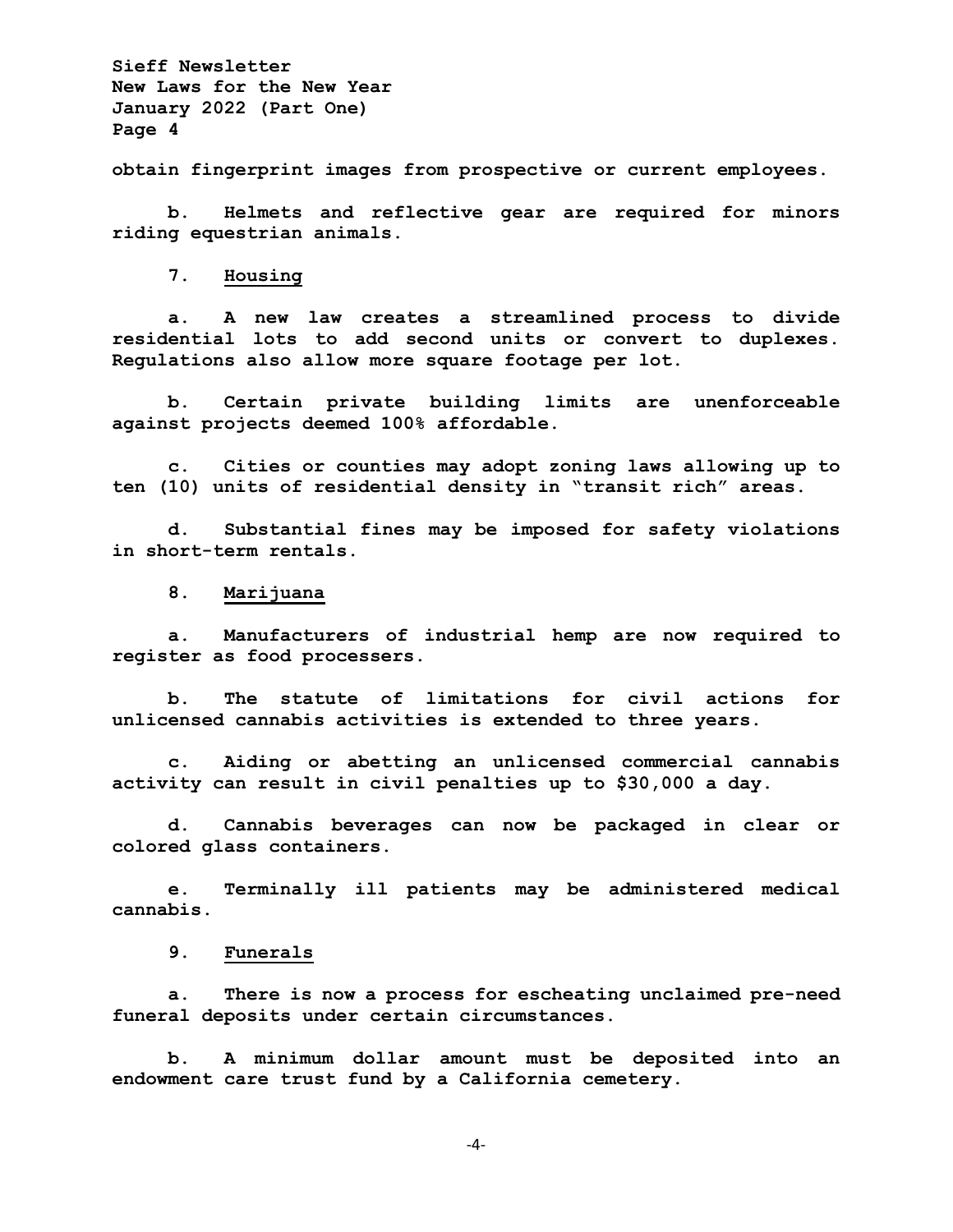obtain fingerprint images from prospective or current employees.

b. Helmets and reflective gear are required for minors riding equestrian animals.

7. <u>Housing</u>

a. A new law creates a streamlined process to divide residential lots to add second units or convert to duplexes. Regulations also allow more square footage per lot.

b. Certain private building limits are unenforceable against projects deemed 100% affordable.

c. Cities or counties may adopt zoning laws allowing up to ten (10) units of residential density in "transit rich" areas.

d. Substantial fines may be imposed for safety violations in short-term rentals.

8. <u>Marijuana</u>

a. Manufacturers of industrial hemp are now required to register as food processers.

b. The statute of limitations for civil actions for unlicensed cannabis activities is extended to three years.

c. Aiding or abetting an unlicensed commercial cannabis activity can result in civil penalties up to $30,000 a day.

d. Cannabis beverages can now be packaged in clear or colored glass containers.

e. Terminally ill patients may be administered medical cannabis.

9. <u>Funerals</u>

a. There is now a process for escheating unclaimed pre-need funeral deposits under certain circumstances.

b. A minimum dollar amount must be deposited into an endowment care trust fund by a California cemetery.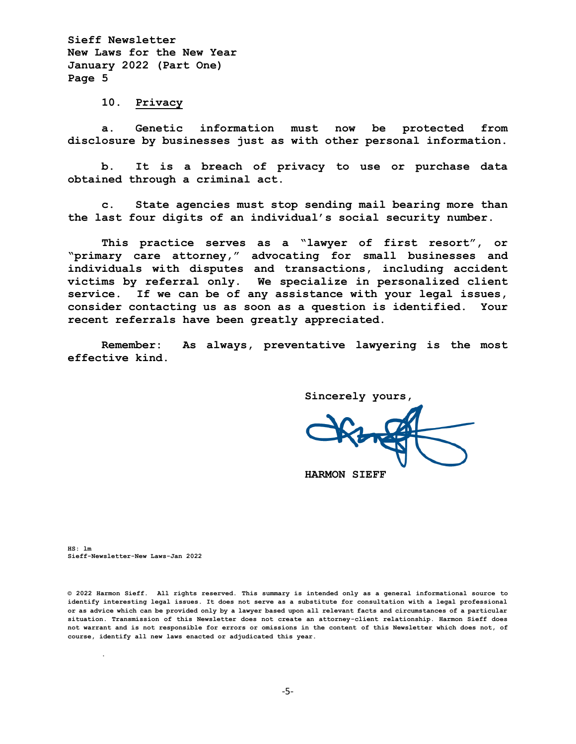**10. Privacy**

a. Genetic information must now be protected from disclosure by businesses just as with other personal information.

b. It is a breach of privacy to use or purchase data obtained through a criminal act.

c. State agencies must stop sending mail bearing more than the last four digits of an individual's social security number.

This practice serves as a "lawyer of first resort", or "primary care attorney," advocating for small businesses and individuals with disputes and transactions, including accident victims by referral only. We specialize in personalized client service. If we can be of any assistance with your legal issues, consider contacting us as soon as a question is identified. Your recent referrals have been greatly appreciated.

Remember: As always, preventative lawyering is the most effective kind.

Sincerely yours,

HARMON SIEFF

HS: lm
Sieff-Newsletter-New Laws-Jan 2022

© 2022 Harmon Sieff. All rights reserved. This summary is intended only as a general informational source to identify interesting legal issues. It does not serve as a substitute for consultation with a legal professional or as advice which can be provided only by a lawyer based upon all relevant facts and circumstances of a particular situation. Transmission of this Newsletter does not create an attorney-client relationship. Harmon Sieff does not warrant and is not responsible for errors or omissions in the content of this Newsletter which does not, of course, identify all new laws enacted or adjudicated this year.